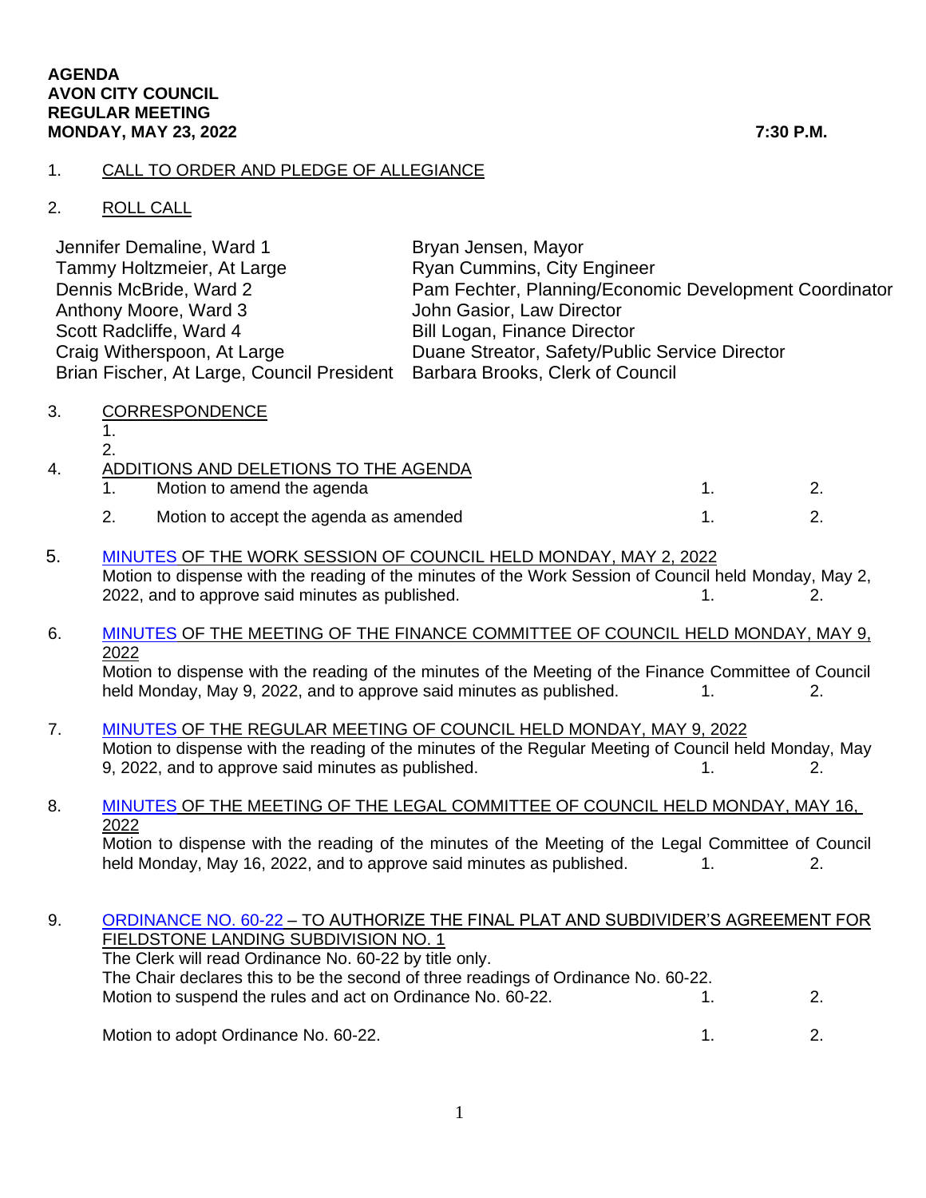**AGENDA**
**AVON CITY COUNCIL**
**REGULAR MEETING**
**MONDAY, MAY 23, 2022** **7:30 P.M.**

1. CALL TO ORDER AND PLEDGE OF ALLEGIANCE

2. ROLL CALL

| | |
|---|---|
| Jennifer Demaline, Ward 1 | Bryan Jensen, Mayor |
| Tammy Holtzmeier, At Large | Ryan Cummins, City Engineer |
| Dennis McBride, Ward 2 | Pam Fechter, Planning/Economic Development Coordinator |
| Anthony Moore, Ward 3 | John Gasior, Law Director |
| Scott Radcliffe, Ward 4 | Bill Logan, Finance Director |
| Craig Witherspoon, At Large | Duane Streator, Safety/Public Service Director |
| Brian Fischer, At Large, Council President | Barbara Brooks, Clerk of Council |

3. CORRESPONDENCE
   1.
   2.

4. ADDITIONS AND DELETIONS TO THE AGENDA
   1. Motion to amend the agenda 1. 2.
   2. Motion to accept the agenda as amended 1. 2.

5. MINUTES OF THE WORK SESSION OF COUNCIL HELD MONDAY, MAY 2, 2022
   Motion to dispense with the reading of the minutes of the Work Session of Council held Monday, May 2, 2022, and to approve said minutes as published. 1. 2.

6. MINUTES OF THE MEETING OF THE FINANCE COMMITTEE OF COUNCIL HELD MONDAY, MAY 9, 2022
   Motion to dispense with the reading of the minutes of the Meeting of the Finance Committee of Council held Monday, May 9, 2022, and to approve said minutes as published. 1. 2.

7. MINUTES OF THE REGULAR MEETING OF COUNCIL HELD MONDAY, MAY 9, 2022
   Motion to dispense with the reading of the minutes of the Regular Meeting of Council held Monday, May 9, 2022, and to approve said minutes as published. 1. 2.

8. MINUTES OF THE MEETING OF THE LEGAL COMMITTEE OF COUNCIL HELD MONDAY, MAY 16, 2022
   Motion to dispense with the reading of the minutes of the Meeting of the Legal Committee of Council held Monday, May 16, 2022, and to approve said minutes as published. 1. 2.

9. ORDINANCE NO. 60-22 – TO AUTHORIZE THE FINAL PLAT AND SUBDIVIDER'S AGREEMENT FOR FIELDSTONE LANDING SUBDIVISION NO. 1
   The Clerk will read Ordinance No. 60-22 by title only.
   The Chair declares this to be the second of three readings of Ordinance No. 60-22.
   Motion to suspend the rules and act on Ordinance No. 60-22. 1. 2.

   Motion to adopt Ordinance No. 60-22. 1. 2.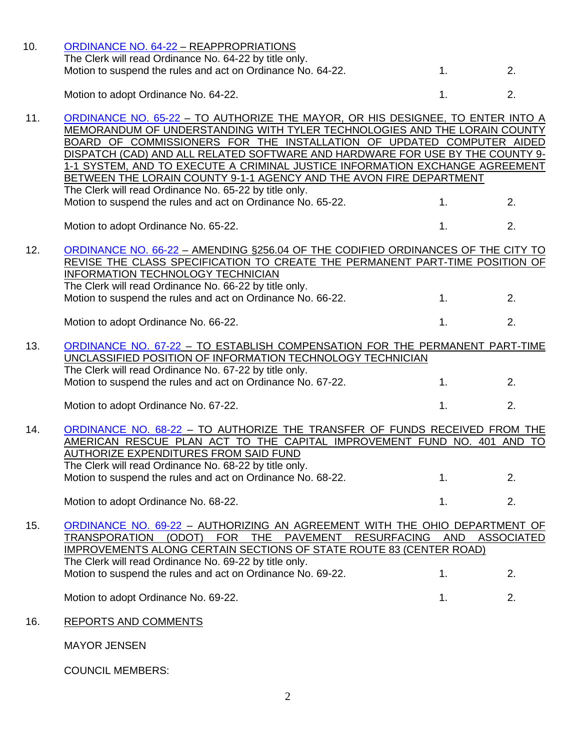10. ORDINANCE NO. 64-22 – REAPPROPRIATIONS
    The Clerk will read Ordinance No. 64-22 by title only.
    Motion to suspend the rules and act on Ordinance No. 64-22. 1. 2.

    Motion to adopt Ordinance No. 64-22. 1. 2.

11. ORDINANCE NO. 65-22 – TO AUTHORIZE THE MAYOR, OR HIS DESIGNEE, TO ENTER INTO A MEMORANDUM OF UNDERSTANDING WITH TYLER TECHNOLOGIES AND THE LORAIN COUNTY BOARD OF COMMISSIONERS FOR THE INSTALLATION OF UPDATED COMPUTER AIDED DISPATCH (CAD) AND ALL RELATED SOFTWARE AND HARDWARE FOR USE BY THE COUNTY 9-1-1 SYSTEM, AND TO EXECUTE A CRIMINAL JUSTICE INFORMATION EXCHANGE AGREEMENT BETWEEN THE LORAIN COUNTY 9-1-1 AGENCY AND THE AVON FIRE DEPARTMENT
    The Clerk will read Ordinance No. 65-22 by title only.
    Motion to suspend the rules and act on Ordinance No. 65-22. 1. 2.

    Motion to adopt Ordinance No. 65-22. 1. 2.

12. ORDINANCE NO. 66-22 – AMENDING §256.04 OF THE CODIFIED ORDINANCES OF THE CITY TO REVISE THE CLASS SPECIFICATION TO CREATE THE PERMANENT PART-TIME POSITION OF INFORMATION TECHNOLOGY TECHNICIAN
    The Clerk will read Ordinance No. 66-22 by title only.
    Motion to suspend the rules and act on Ordinance No. 66-22. 1. 2.

    Motion to adopt Ordinance No. 66-22. 1. 2.

13. ORDINANCE NO. 67-22 – TO ESTABLISH COMPENSATION FOR THE PERMANENT PART-TIME UNCLASSIFIED POSITION OF INFORMATION TECHNOLOGY TECHNICIAN
    The Clerk will read Ordinance No. 67-22 by title only.
    Motion to suspend the rules and act on Ordinance No. 67-22. 1. 2.

    Motion to adopt Ordinance No. 67-22. 1. 2.

14. ORDINANCE NO. 68-22 – TO AUTHORIZE THE TRANSFER OF FUNDS RECEIVED FROM THE AMERICAN RESCUE PLAN ACT TO THE CAPITAL IMPROVEMENT FUND NO. 401 AND TO AUTHORIZE EXPENDITURES FROM SAID FUND
    The Clerk will read Ordinance No. 68-22 by title only.
    Motion to suspend the rules and act on Ordinance No. 68-22. 1. 2.

    Motion to adopt Ordinance No. 68-22. 1. 2.

15. ORDINANCE NO. 69-22 – AUTHORIZING AN AGREEMENT WITH THE OHIO DEPARTMENT OF TRANSPORATION (ODOT) FOR THE PAVEMENT RESURFACING AND ASSOCIATED IMPROVEMENTS ALONG CERTAIN SECTIONS OF STATE ROUTE 83 (CENTER ROAD)
    The Clerk will read Ordinance No. 69-22 by title only.
    Motion to suspend the rules and act on Ordinance No. 69-22. 1. 2.

    Motion to adopt Ordinance No. 69-22. 1. 2.

16. REPORTS AND COMMENTS

    MAYOR JENSEN

    COUNCIL MEMBERS: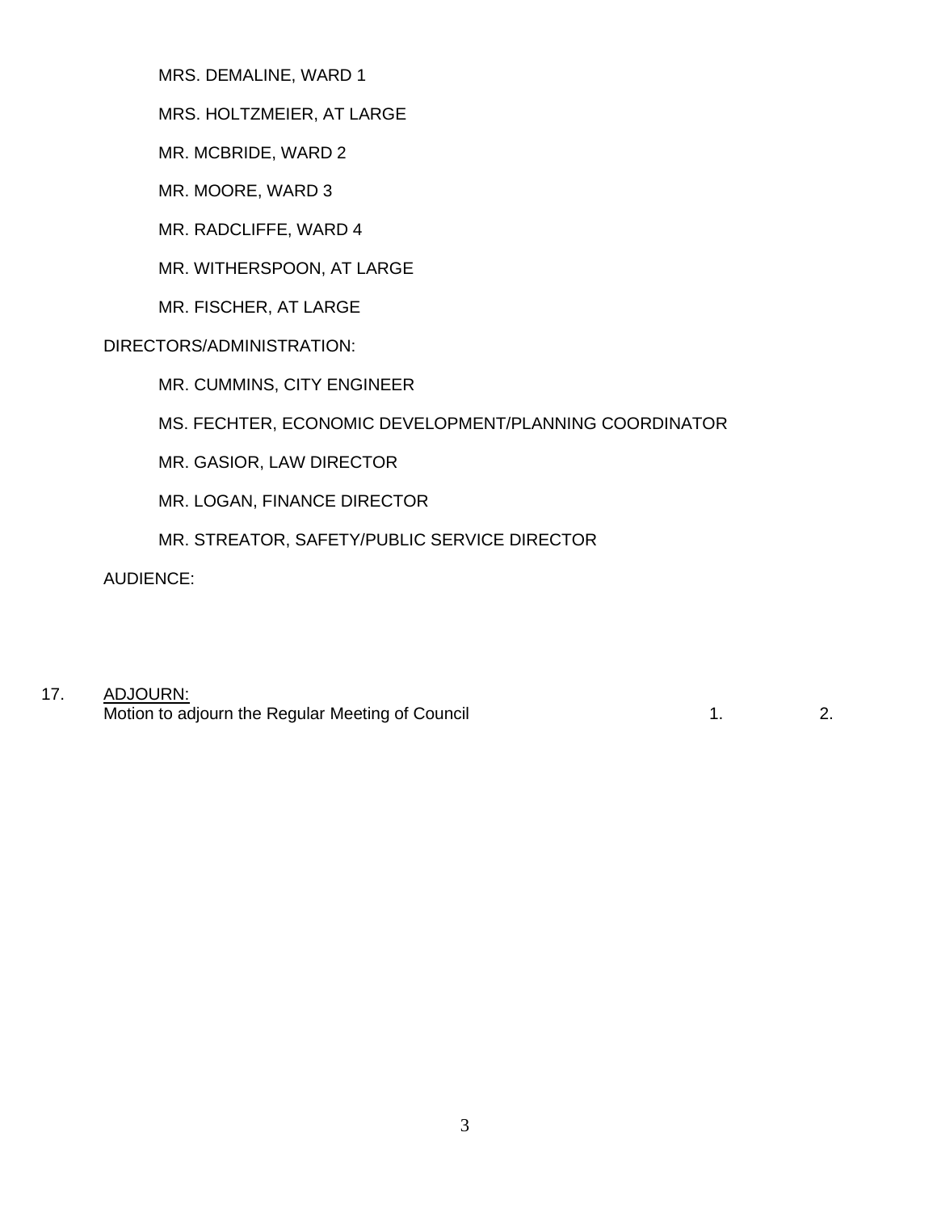MRS. DEMALINE, WARD 1

MRS. HOLTZMEIER, AT LARGE

MR. MCBRIDE, WARD 2

MR. MOORE, WARD 3

MR. RADCLIFFE, WARD 4

MR. WITHERSPOON, AT LARGE

MR. FISCHER, AT LARGE

DIRECTORS/ADMINISTRATION:

MR. CUMMINS, CITY ENGINEER

MS. FECHTER, ECONOMIC DEVELOPMENT/PLANNING COORDINATOR

MR. GASIOR, LAW DIRECTOR

MR. LOGAN, FINANCE DIRECTOR

MR. STREATOR, SAFETY/PUBLIC SERVICE DIRECTOR

AUDIENCE:

17. ADJOURN:
    Motion to adjourn the Regular Meeting of Council 1. 2.